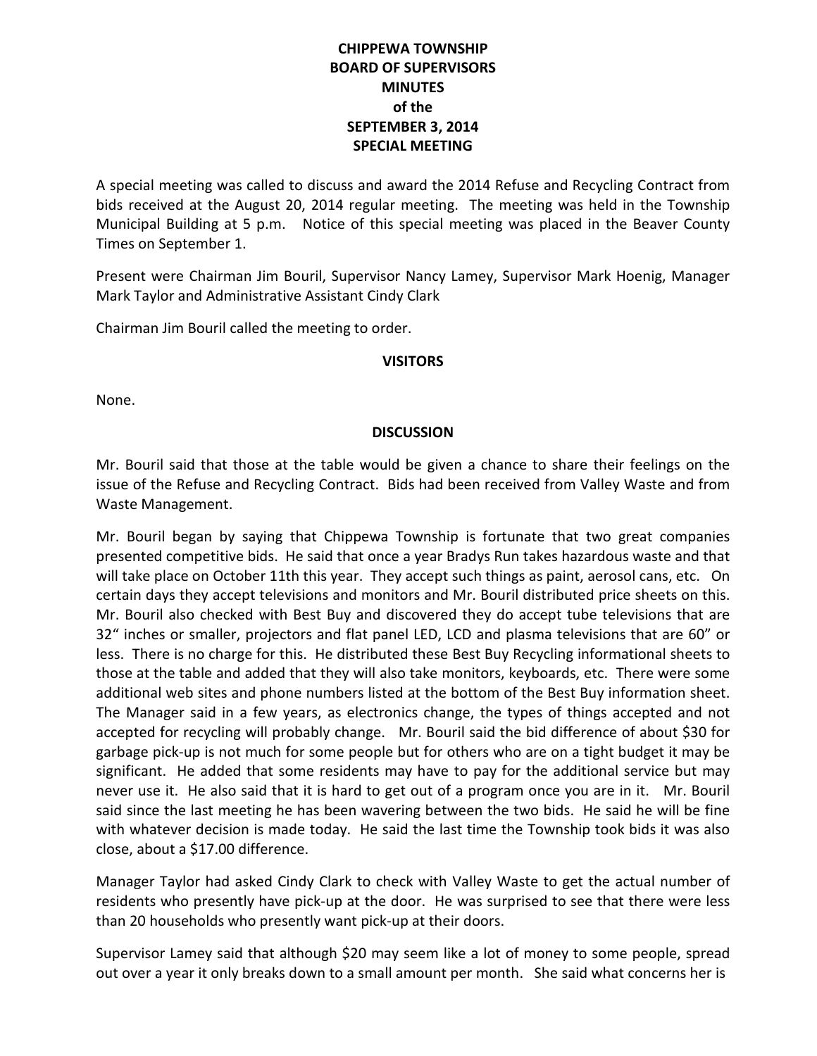# CHIPPEWA TOWNSHIP
# BOARD OF SUPERVISORS
# MINUTES
# of the
# SEPTEMBER 3, 2014
# SPECIAL MEETING

A special meeting was called to discuss and award the 2014 Refuse and Recycling Contract from bids received at the August 20, 2014 regular meeting. The meeting was held in the Township Municipal Building at 5 p.m. Notice of this special meeting was placed in the Beaver County Times on September 1.

Present were Chairman Jim Bouril, Supervisor Nancy Lamey, Supervisor Mark Hoenig, Manager Mark Taylor and Administrative Assistant Cindy Clark

Chairman Jim Bouril called the meeting to order.

## VISITORS

None.

## DISCUSSION

Mr. Bouril said that those at the table would be given a chance to share their feelings on the issue of the Refuse and Recycling Contract. Bids had been received from Valley Waste and from Waste Management.

Mr. Bouril began by saying that Chippewa Township is fortunate that two great companies presented competitive bids. He said that once a year Bradys Run takes hazardous waste and that will take place on October 11th this year. They accept such things as paint, aerosol cans, etc. On certain days they accept televisions and monitors and Mr. Bouril distributed price sheets on this. Mr. Bouril also checked with Best Buy and discovered they do accept tube televisions that are 32" inches or smaller, projectors and flat panel LED, LCD and plasma televisions that are 60" or less. There is no charge for this. He distributed these Best Buy Recycling informational sheets to those at the table and added that they will also take monitors, keyboards, etc. There were some additional web sites and phone numbers listed at the bottom of the Best Buy information sheet. The Manager said in a few years, as electronics change, the types of things accepted and not accepted for recycling will probably change. Mr. Bouril said the bid difference of about $30 for garbage pick-up is not much for some people but for others who are on a tight budget it may be significant. He added that some residents may have to pay for the additional service but may never use it. He also said that it is hard to get out of a program once you are in it. Mr. Bouril said since the last meeting he has been wavering between the two bids. He said he will be fine with whatever decision is made today. He said the last time the Township took bids it was also close, about a $17.00 difference.

Manager Taylor had asked Cindy Clark to check with Valley Waste to get the actual number of residents who presently have pick-up at the door. He was surprised to see that there were less than 20 households who presently want pick-up at their doors.

Supervisor Lamey said that although $20 may seem like a lot of money to some people, spread out over a year it only breaks down to a small amount per month. She said what concerns her is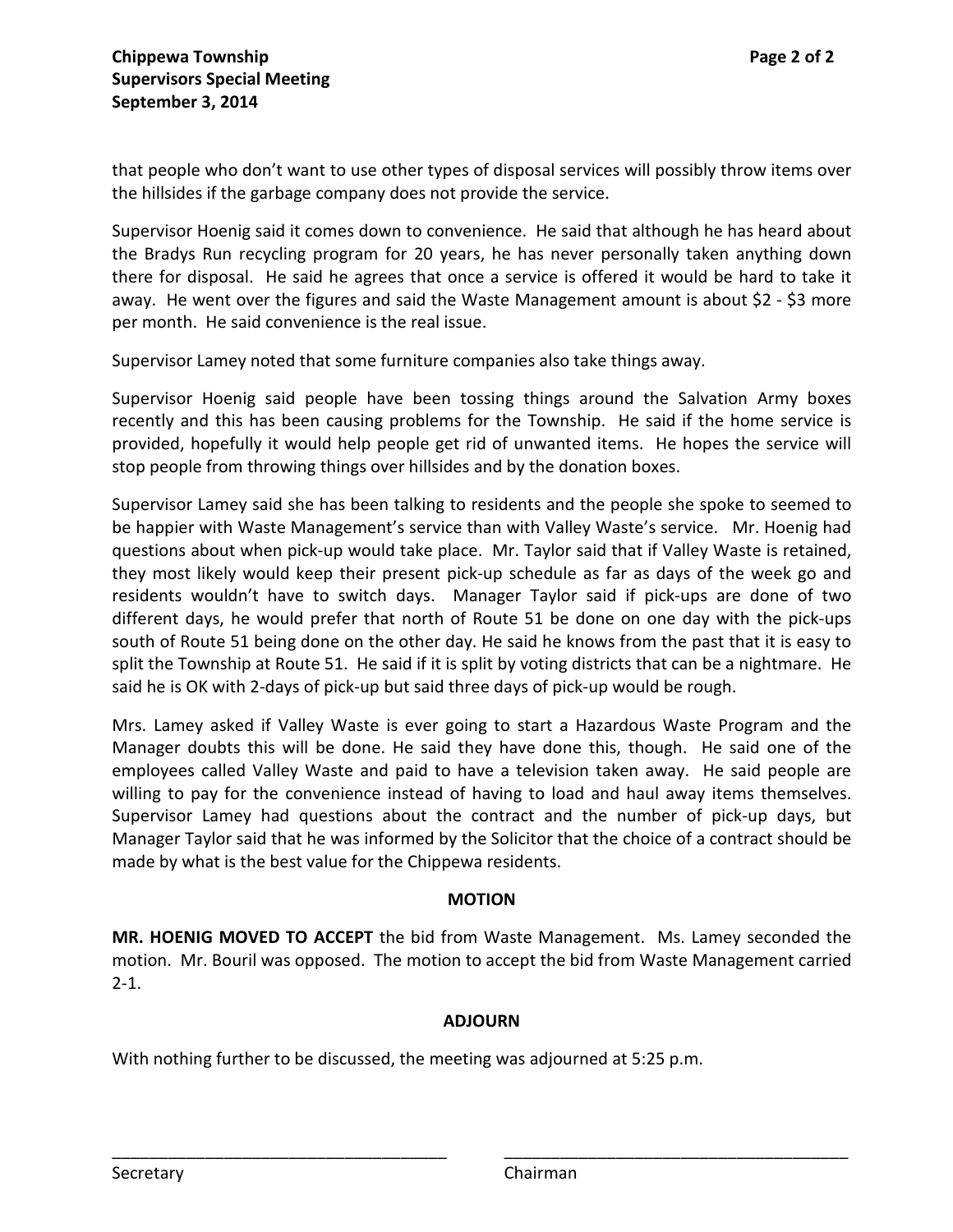that people who don't want to use other types of disposal services will possibly throw items over the hillsides if the garbage company does not provide the service.

Supervisor Hoenig said it comes down to convenience. He said that although he has heard about the Bradys Run recycling program for 20 years, he has never personally taken anything down there for disposal. He said he agrees that once a service is offered it would be hard to take it away. He went over the figures and said the Waste Management amount is about $2 - $3 more per month. He said convenience is the real issue.

Supervisor Lamey noted that some furniture companies also take things away.

Supervisor Hoenig said people have been tossing things around the Salvation Army boxes recently and this has been causing problems for the Township. He said if the home service is provided, hopefully it would help people get rid of unwanted items. He hopes the service will stop people from throwing things over hillsides and by the donation boxes.

Supervisor Lamey said she has been talking to residents and the people she spoke to seemed to be happier with Waste Management's service than with Valley Waste's service. Mr. Hoenig had questions about when pick-up would take place. Mr. Taylor said that if Valley Waste is retained, they most likely would keep their present pick-up schedule as far as days of the week go and residents wouldn't have to switch days. Manager Taylor said if pick-ups are done of two different days, he would prefer that north of Route 51 be done on one day with the pick-ups south of Route 51 being done on the other day. He said he knows from the past that it is easy to split the Township at Route 51. He said if it is split by voting districts that can be a nightmare. He said he is OK with 2-days of pick-up but said three days of pick-up would be rough.

Mrs. Lamey asked if Valley Waste is ever going to start a Hazardous Waste Program and the Manager doubts this will be done. He said they have done this, though. He said one of the employees called Valley Waste and paid to have a television taken away. He said people are willing to pay for the convenience instead of having to load and haul away items themselves. Supervisor Lamey had questions about the contract and the number of pick-up days, but Manager Taylor said that he was informed by the Solicitor that the choice of a contract should be made by what is the best value for the Chippewa residents.

**MOTION**

**MR. HOENIG MOVED TO ACCEPT** the bid from Waste Management. Ms. Lamey seconded the motion. Mr. Bouril was opposed. The motion to accept the bid from Waste Management carried 2-1.

**ADJOURN**

With nothing further to be discussed, the meeting was adjourned at 5:25 p.m.

\_\_\_\_\_\_\_\_\_\_\_\_\_\_\_\_\_\_\_\_\_\_\_\_\_\_\_\_\_\_\_\_\_\_\_\_\_ \_\_\_\_\_\_\_\_\_\_\_\_\_\_\_\_\_\_\_\_\_\_\_\_\_\_\_\_\_\_\_\_\_\_\_\_\_

Secretary Chairman